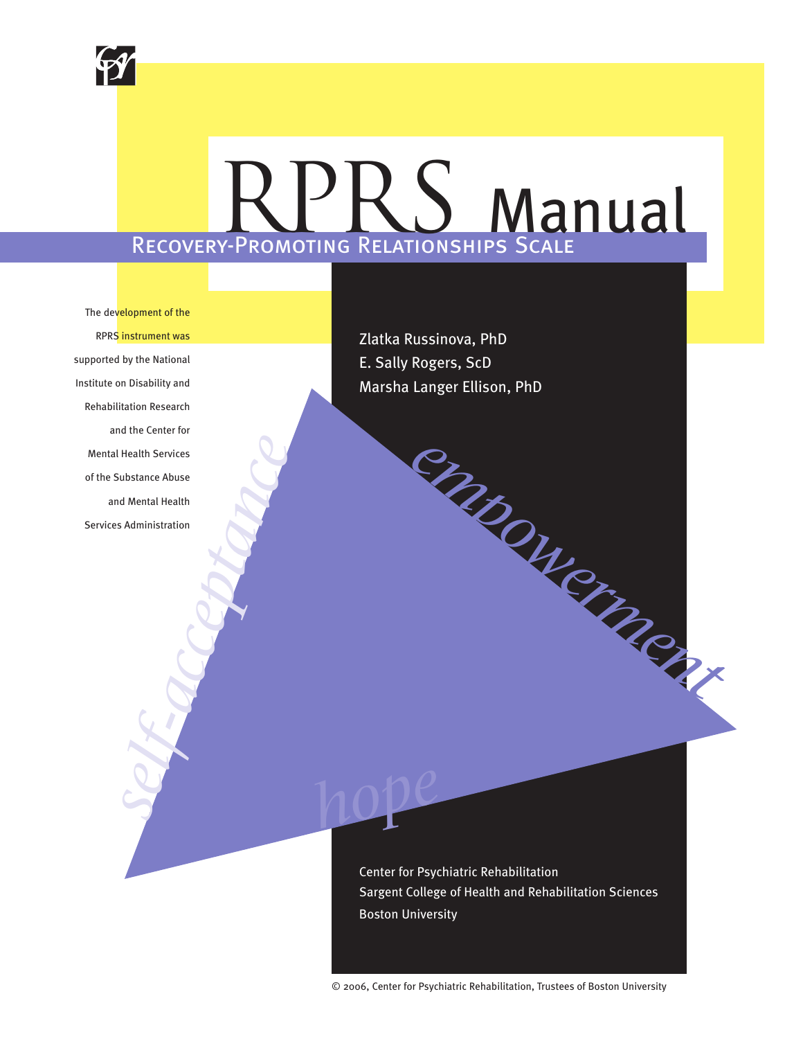# RPRS Manual

## Recovery-Promoting Relationships Scale

The development of the RPRS instrument was supported by the National Institute on Disability and Rehabilitation Research and the Center for Mental Health Services of the Substance Abuse and Mental Health Services Administration

Zlatka Russinova, PhD
E. Sally Rogers, ScD
Marsha Langer Ellison, PhD

*self-acceptance*

*empowerment*

*hope*

Center for Psychiatric Rehabilitation
Sargent College of Health and Rehabilitation Sciences
Boston University

© 2006, Center for Psychiatric Rehabilitation, Trustees of Boston University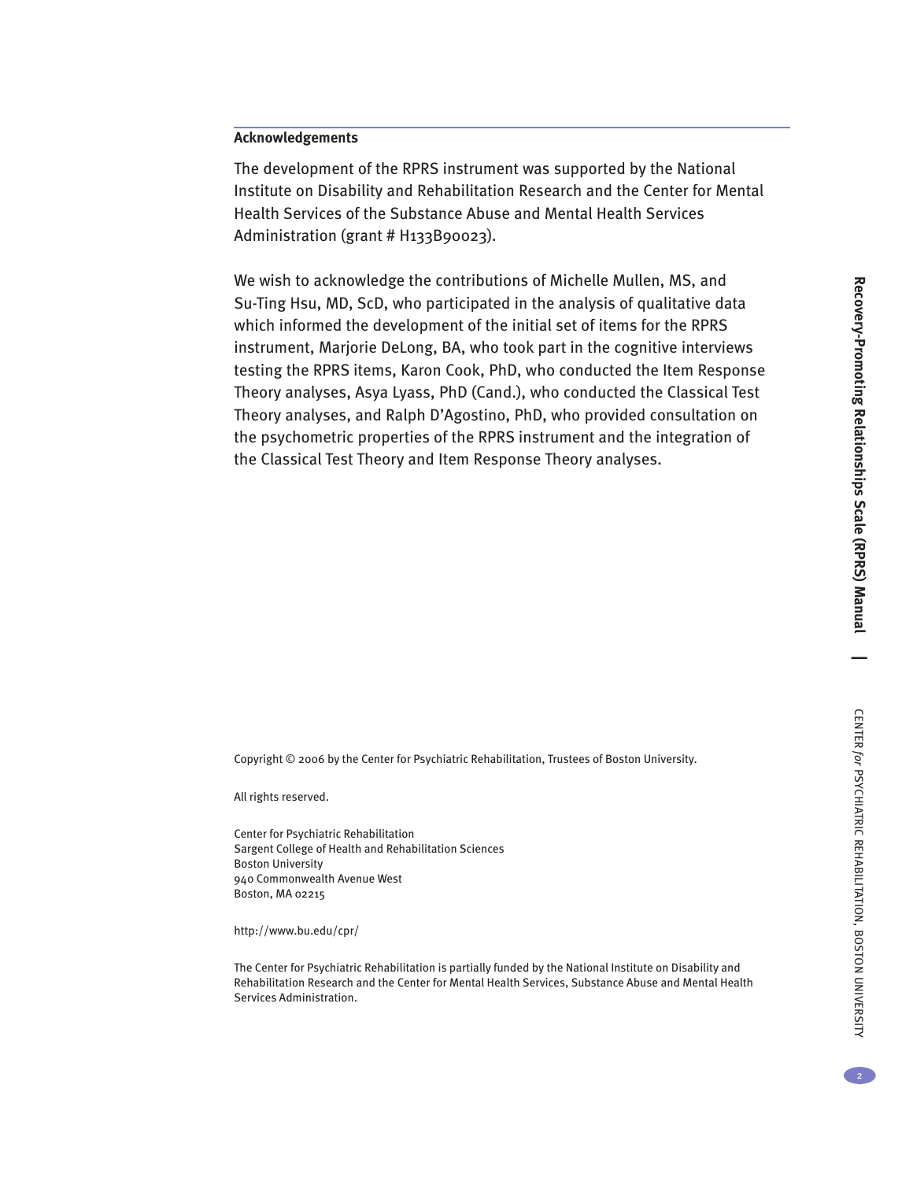## Acknowledgements

The development of the RPRS instrument was supported by the National Institute on Disability and Rehabilitation Research and the Center for Mental Health Services of the Substance Abuse and Mental Health Services Administration (grant # H133B90023).

We wish to acknowledge the contributions of Michelle Mullen, MS, and Su-Ting Hsu, MD, ScD, who participated in the analysis of qualitative data which informed the development of the initial set of items for the RPRS instrument, Marjorie DeLong, BA, who took part in the cognitive interviews testing the RPRS items, Karon Cook, PhD, who conducted the Item Response Theory analyses, Asya Lyass, PhD (Cand.), who conducted the Classical Test Theory analyses, and Ralph D'Agostino, PhD, who provided consultation on the psychometric properties of the RPRS instrument and the integration of the Classical Test Theory and Item Response Theory analyses.

Copyright © 2006 by the Center for Psychiatric Rehabilitation, Trustees of Boston University.

All rights reserved.

Center for Psychiatric Rehabilitation
Sargent College of Health and Rehabilitation Sciences
Boston University
940 Commonwealth Avenue West
Boston, MA 02215

http://www.bu.edu/cpr/

The Center for Psychiatric Rehabilitation is partially funded by the National Institute on Disability and Rehabilitation Research and the Center for Mental Health Services, Substance Abuse and Mental Health Services Administration.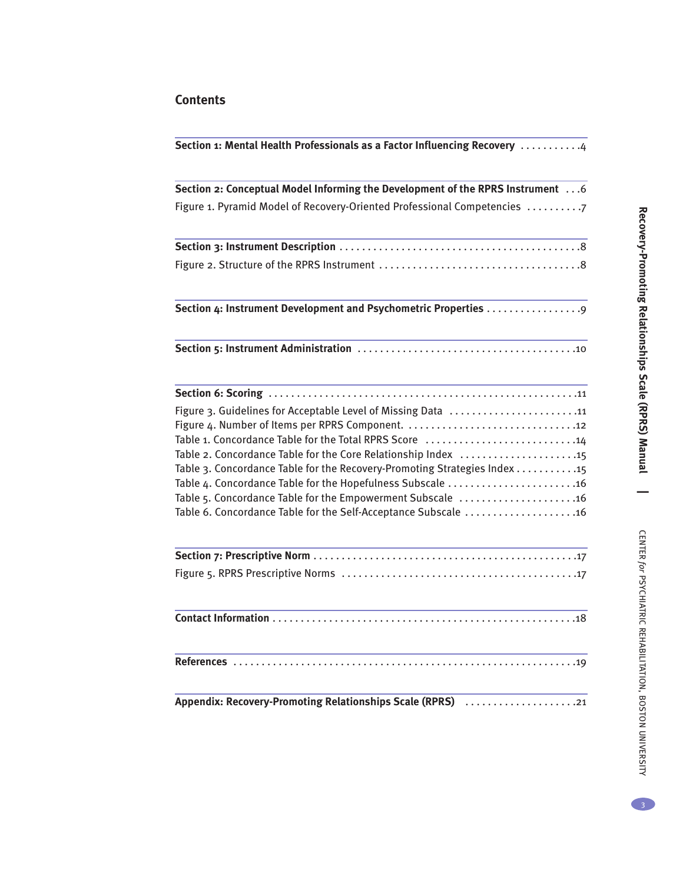## Contents

**Section 1: Mental Health Professionals as a Factor Influencing Recovery** .......... 4

**Section 2: Conceptual Model Informing the Development of the RPRS Instrument** ... 6

Figure 1. Pyramid Model of Recovery-Oriented Professional Competencies .......... 7

**Section 3: Instrument Description** .......... 8

Figure 2. Structure of the RPRS Instrument .......... 8

**Section 4: Instrument Development and Psychometric Properties** .......... 9

**Section 5: Instrument Administration** .......... 10

**Section 6: Scoring** .......... 11

Figure 3. Guidelines for Acceptable Level of Missing Data .......... 11
Figure 4. Number of Items per RPRS Component. .......... 12
Table 1. Concordance Table for the Total RPRS Score .......... 14
Table 2. Concordance Table for the Core Relationship Index .......... 15
Table 3. Concordance Table for the Recovery-Promoting Strategies Index .......... 15
Table 4. Concordance Table for the Hopefulness Subscale .......... 16
Table 5. Concordance Table for the Empowerment Subscale .......... 16
Table 6. Concordance Table for the Self-Acceptance Subscale .......... 16

**Section 7: Prescriptive Norm** .......... 17

Figure 5. RPRS Prescriptive Norms .......... 17

**Contact Information** .......... 18

**References** .......... 19

**Appendix: Recovery-Promoting Relationships Scale (RPRS)** .......... 21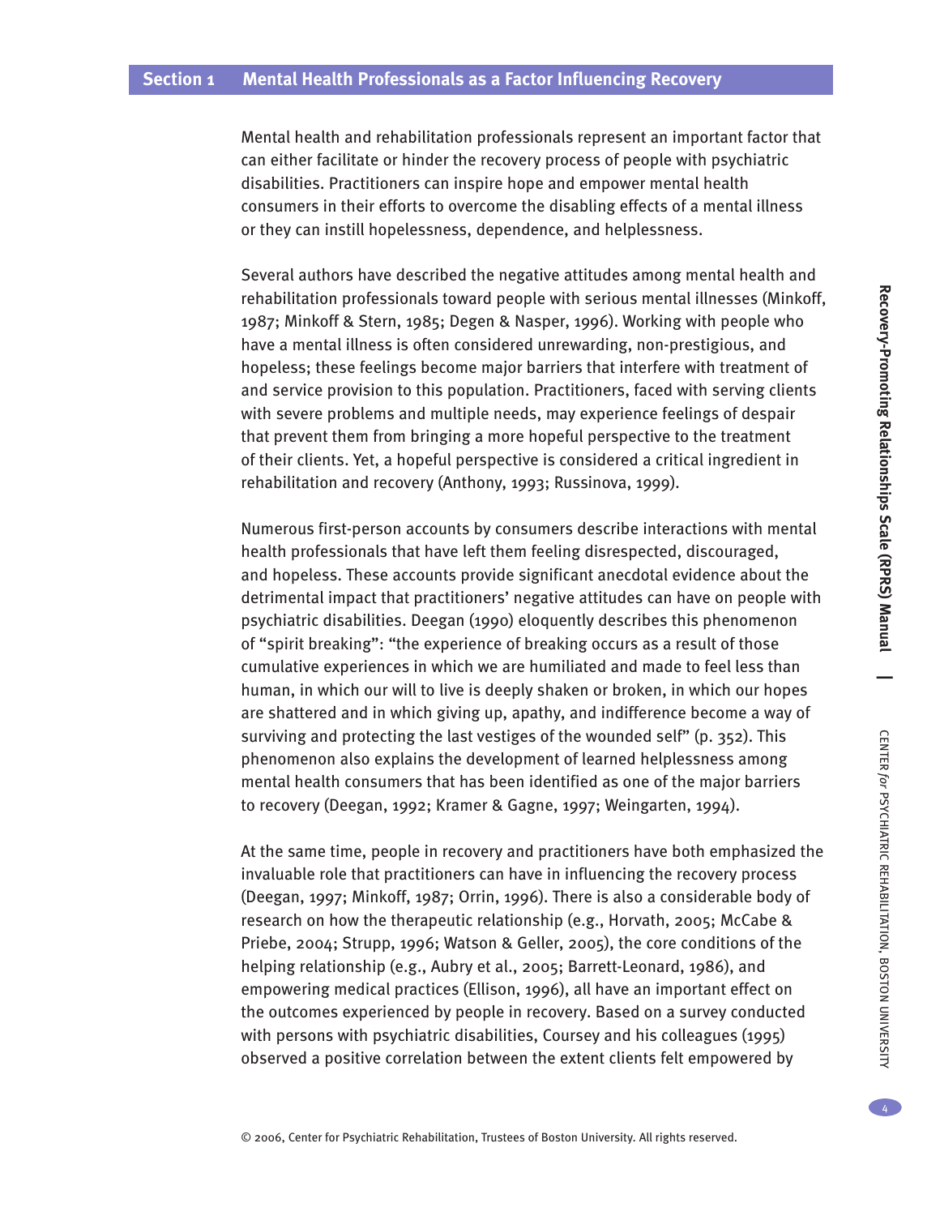## Section 1 Mental Health Professionals as a Factor Influencing Recovery

Mental health and rehabilitation professionals represent an important factor that can either facilitate or hinder the recovery process of people with psychiatric disabilities. Practitioners can inspire hope and empower mental health consumers in their efforts to overcome the disabling effects of a mental illness or they can instill hopelessness, dependence, and helplessness.

Several authors have described the negative attitudes among mental health and rehabilitation professionals toward people with serious mental illnesses (Minkoff, 1987; Minkoff & Stern, 1985; Degen & Nasper, 1996). Working with people who have a mental illness is often considered unrewarding, non-prestigious, and hopeless; these feelings become major barriers that interfere with treatment of and service provision to this population. Practitioners, faced with serving clients with severe problems and multiple needs, may experience feelings of despair that prevent them from bringing a more hopeful perspective to the treatment of their clients. Yet, a hopeful perspective is considered a critical ingredient in rehabilitation and recovery (Anthony, 1993; Russinova, 1999).

Numerous first-person accounts by consumers describe interactions with mental health professionals that have left them feeling disrespected, discouraged, and hopeless. These accounts provide significant anecdotal evidence about the detrimental impact that practitioners' negative attitudes can have on people with psychiatric disabilities. Deegan (1990) eloquently describes this phenomenon of "spirit breaking": "the experience of breaking occurs as a result of those cumulative experiences in which we are humiliated and made to feel less than human, in which our will to live is deeply shaken or broken, in which our hopes are shattered and in which giving up, apathy, and indifference become a way of surviving and protecting the last vestiges of the wounded self" (p. 352). This phenomenon also explains the development of learned helplessness among mental health consumers that has been identified as one of the major barriers to recovery (Deegan, 1992; Kramer & Gagne, 1997; Weingarten, 1994).

At the same time, people in recovery and practitioners have both emphasized the invaluable role that practitioners can have in influencing the recovery process (Deegan, 1997; Minkoff, 1987; Orrin, 1996). There is also a considerable body of research on how the therapeutic relationship (e.g., Horvath, 2005; McCabe & Priebe, 2004; Strupp, 1996; Watson & Geller, 2005), the core conditions of the helping relationship (e.g., Aubry et al., 2005; Barrett-Leonard, 1986), and empowering medical practices (Ellison, 1996), all have an important effect on the outcomes experienced by people in recovery. Based on a survey conducted with persons with psychiatric disabilities, Coursey and his colleagues (1995) observed a positive correlation between the extent clients felt empowered by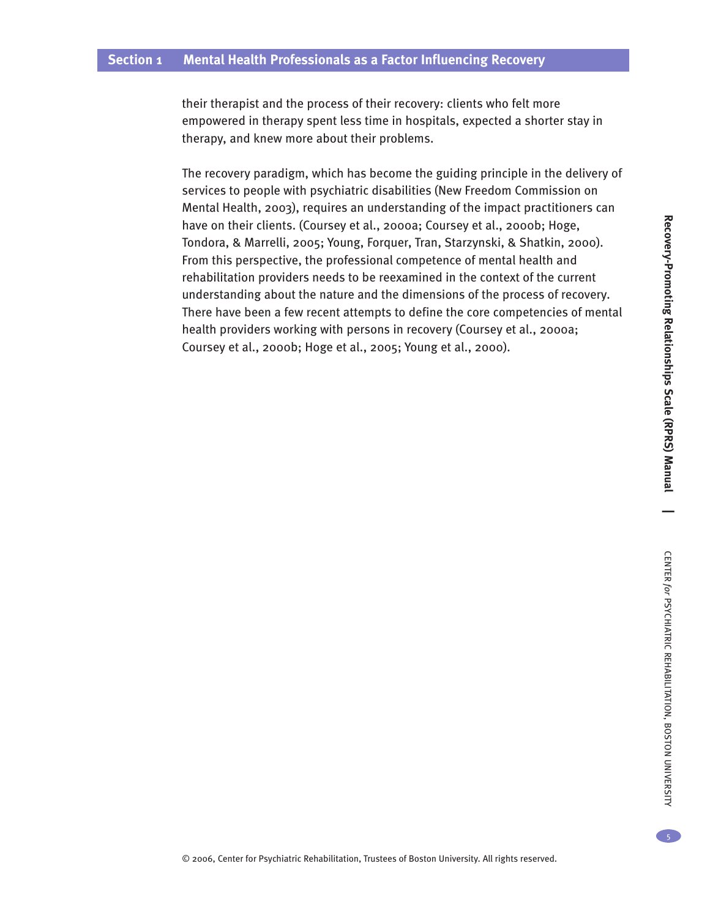their therapist and the process of their recovery: clients who felt more empowered in therapy spent less time in hospitals, expected a shorter stay in therapy, and knew more about their problems.

The recovery paradigm, which has become the guiding principle in the delivery of services to people with psychiatric disabilities (New Freedom Commission on Mental Health, 2003), requires an understanding of the impact practitioners can have on their clients. (Coursey et al., 2000a; Coursey et al., 2000b; Hoge, Tondora, & Marrelli, 2005; Young, Forquer, Tran, Starzynski, & Shatkin, 2000). From this perspective, the professional competence of mental health and rehabilitation providers needs to be reexamined in the context of the current understanding about the nature and the dimensions of the process of recovery. There have been a few recent attempts to define the core competencies of mental health providers working with persons in recovery (Coursey et al., 2000a; Coursey et al., 2000b; Hoge et al., 2005; Young et al., 2000).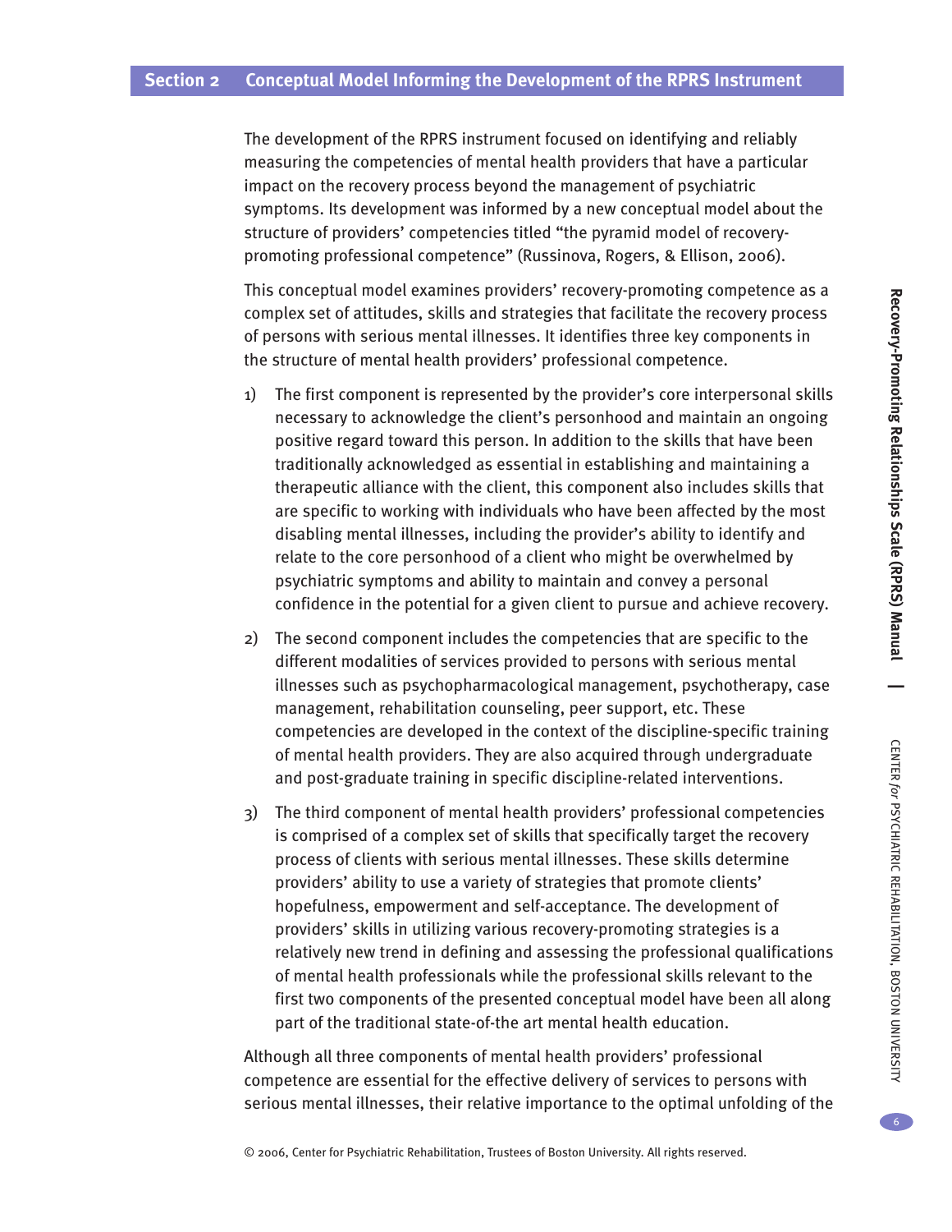## Section 2 Conceptual Model Informing the Development of the RPRS Instrument

The development of the RPRS instrument focused on identifying and reliably measuring the competencies of mental health providers that have a particular impact on the recovery process beyond the management of psychiatric symptoms. Its development was informed by a new conceptual model about the structure of providers' competencies titled "the pyramid model of recovery-promoting professional competence" (Russinova, Rogers, & Ellison, 2006).

This conceptual model examines providers' recovery-promoting competence as a complex set of attitudes, skills and strategies that facilitate the recovery process of persons with serious mental illnesses. It identifies three key components in the structure of mental health providers' professional competence.

1) The first component is represented by the provider's core interpersonal skills necessary to acknowledge the client's personhood and maintain an ongoing positive regard toward this person. In addition to the skills that have been traditionally acknowledged as essential in establishing and maintaining a therapeutic alliance with the client, this component also includes skills that are specific to working with individuals who have been affected by the most disabling mental illnesses, including the provider's ability to identify and relate to the core personhood of a client who might be overwhelmed by psychiatric symptoms and ability to maintain and convey a personal confidence in the potential for a given client to pursue and achieve recovery.

2) The second component includes the competencies that are specific to the different modalities of services provided to persons with serious mental illnesses such as psychopharmacological management, psychotherapy, case management, rehabilitation counseling, peer support, etc. These competencies are developed in the context of the discipline-specific training of mental health providers. They are also acquired through undergraduate and post-graduate training in specific discipline-related interventions.

3) The third component of mental health providers' professional competencies is comprised of a complex set of skills that specifically target the recovery process of clients with serious mental illnesses. These skills determine providers' ability to use a variety of strategies that promote clients' hopefulness, empowerment and self-acceptance. The development of providers' skills in utilizing various recovery-promoting strategies is a relatively new trend in defining and assessing the professional qualifications of mental health professionals while the professional skills relevant to the first two components of the presented conceptual model have been all along part of the traditional state-of-the art mental health education.

Although all three components of mental health providers' professional competence are essential for the effective delivery of services to persons with serious mental illnesses, their relative importance to the optimal unfolding of the

© 2006, Center for Psychiatric Rehabilitation, Trustees of Boston University. All rights reserved.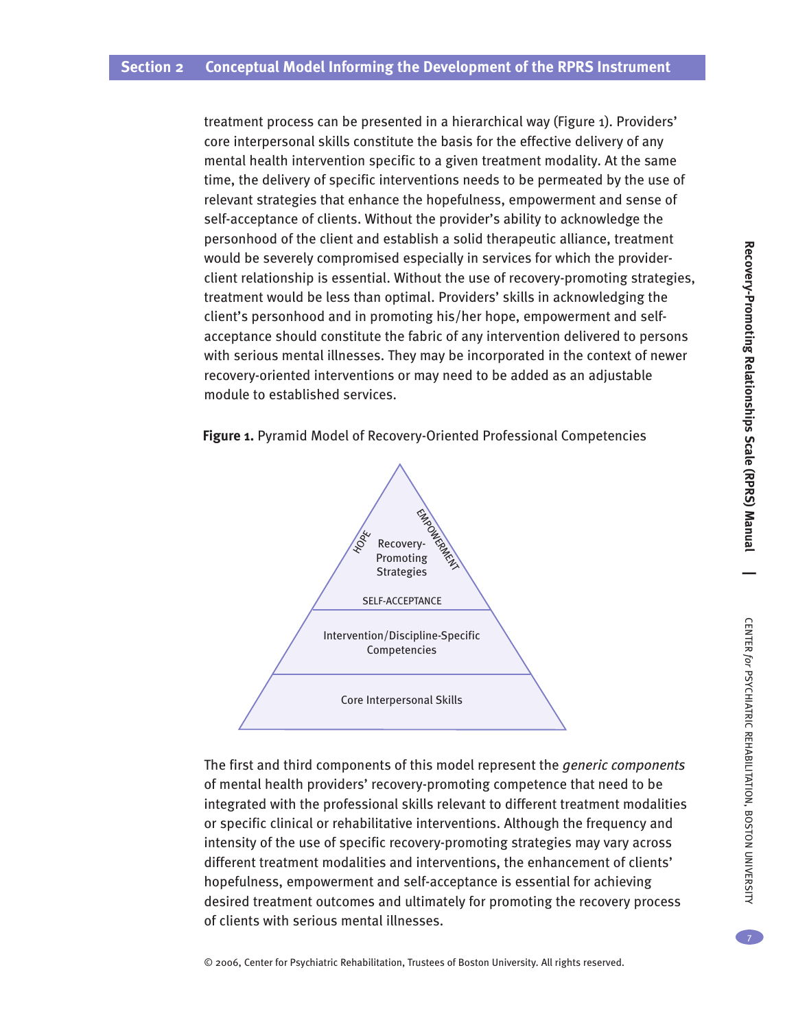treatment process can be presented in a hierarchical way (Figure 1). Providers' core interpersonal skills constitute the basis for the effective delivery of any mental health intervention specific to a given treatment modality. At the same time, the delivery of specific interventions needs to be permeated by the use of relevant strategies that enhance the hopefulness, empowerment and sense of self-acceptance of clients. Without the provider's ability to acknowledge the personhood of the client and establish a solid therapeutic alliance, treatment would be severely compromised especially in services for which the provider-client relationship is essential. Without the use of recovery-promoting strategies, treatment would be less than optimal. Providers' skills in acknowledging the client's personhood and in promoting his/her hope, empowerment and self-acceptance should constitute the fabric of any intervention delivered to persons with serious mental illnesses. They may be incorporated in the context of newer recovery-oriented interventions or may need to be added as an adjustable module to established services.

**Figure 1.** Pyramid Model of Recovery-Oriented Professional Competencies

HOPE

EMPOWERMENT

Recovery-Promoting Strategies

SELF-ACCEPTANCE

Intervention/Discipline-Specific Competencies

Core Interpersonal Skills

The first and third components of this model represent the *generic components* of mental health providers' recovery-promoting competence that need to be integrated with the professional skills relevant to different treatment modalities or specific clinical or rehabilitative interventions. Although the frequency and intensity of the use of specific recovery-promoting strategies may vary across different treatment modalities and interventions, the enhancement of clients' hopefulness, empowerment and self-acceptance is essential for achieving desired treatment outcomes and ultimately for promoting the recovery process of clients with serious mental illnesses.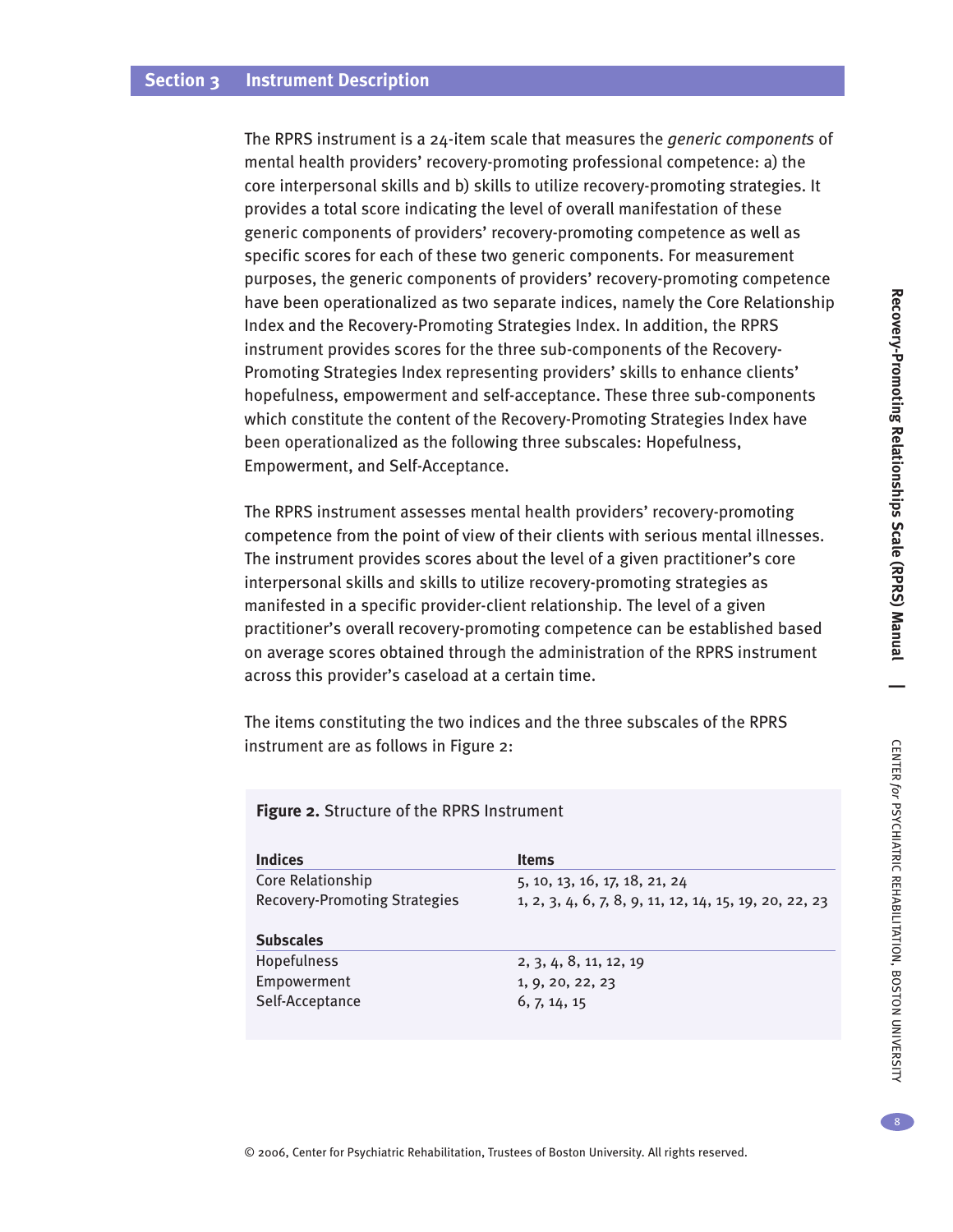## Section 3 Instrument Description

The RPRS instrument is a 24-item scale that measures the *generic components* of mental health providers' recovery-promoting professional competence: a) the core interpersonal skills and b) skills to utilize recovery-promoting strategies. It provides a total score indicating the level of overall manifestation of these generic components of providers' recovery-promoting competence as well as specific scores for each of these two generic components. For measurement purposes, the generic components of providers' recovery-promoting competence have been operationalized as two separate indices, namely the Core Relationship Index and the Recovery-Promoting Strategies Index. In addition, the RPRS instrument provides scores for the three sub-components of the Recovery-Promoting Strategies Index representing providers' skills to enhance clients' hopefulness, empowerment and self-acceptance. These three sub-components which constitute the content of the Recovery-Promoting Strategies Index have been operationalized as the following three subscales: Hopefulness, Empowerment, and Self-Acceptance.

The RPRS instrument assesses mental health providers' recovery-promoting competence from the point of view of their clients with serious mental illnesses. The instrument provides scores about the level of a given practitioner's core interpersonal skills and skills to utilize recovery-promoting strategies as manifested in a specific provider-client relationship. The level of a given practitioner's overall recovery-promoting competence can be established based on average scores obtained through the administration of the RPRS instrument across this provider's caseload at a certain time.

The items constituting the two indices and the three subscales of the RPRS instrument are as follows in Figure 2:

**Figure 2.** Structure of the RPRS Instrument

| **Indices** | **Items** |
|---|---|
| Core Relationship | 5, 10, 13, 16, 17, 18, 21, 24 |
| Recovery-Promoting Strategies | 1, 2, 3, 4, 6, 7, 8, 9, 11, 12, 14, 15, 19, 20, 22, 23 |
| **Subscales** | |
| Hopefulness | 2, 3, 4, 8, 11, 12, 19 |
| Empowerment | 1, 9, 20, 22, 23 |
| Self-Acceptance | 6, 7, 14, 15 |

© 2006, Center for Psychiatric Rehabilitation, Trustees of Boston University. All rights reserved.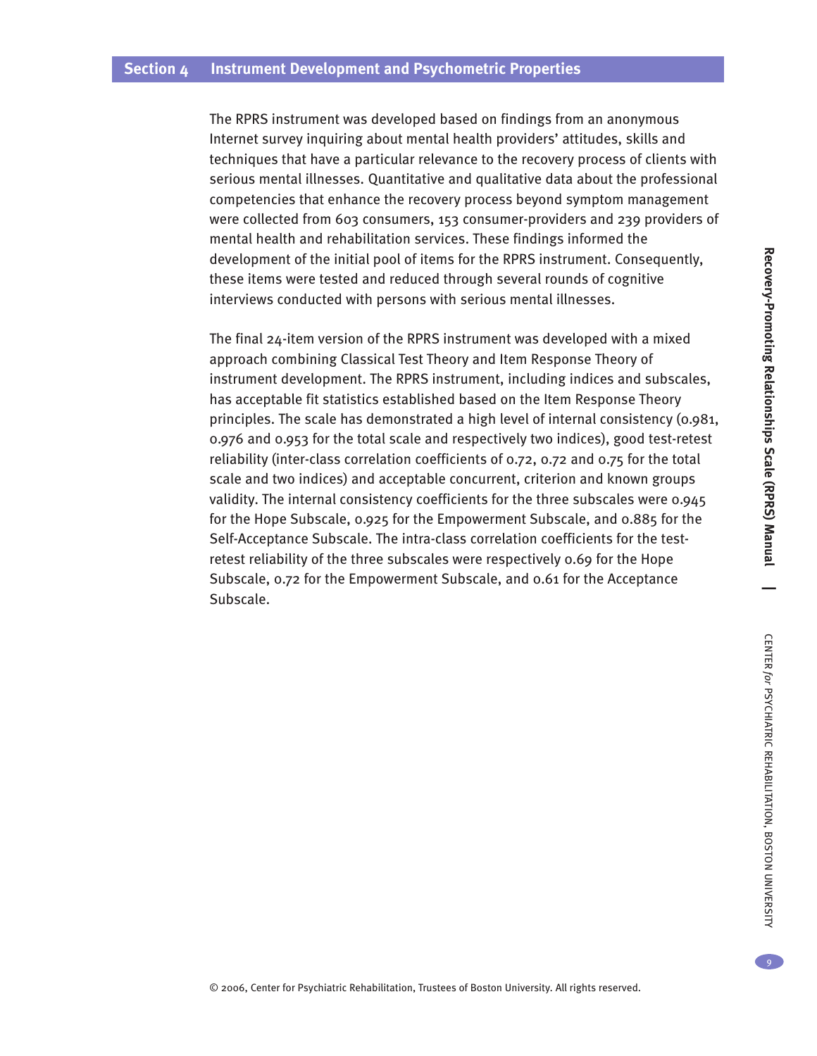## Section 4 Instrument Development and Psychometric Properties

The RPRS instrument was developed based on findings from an anonymous Internet survey inquiring about mental health providers' attitudes, skills and techniques that have a particular relevance to the recovery process of clients with serious mental illnesses. Quantitative and qualitative data about the professional competencies that enhance the recovery process beyond symptom management were collected from 603 consumers, 153 consumer-providers and 239 providers of mental health and rehabilitation services. These findings informed the development of the initial pool of items for the RPRS instrument. Consequently, these items were tested and reduced through several rounds of cognitive interviews conducted with persons with serious mental illnesses.

The final 24-item version of the RPRS instrument was developed with a mixed approach combining Classical Test Theory and Item Response Theory of instrument development. The RPRS instrument, including indices and subscales, has acceptable fit statistics established based on the Item Response Theory principles. The scale has demonstrated a high level of internal consistency (0.981, 0.976 and 0.953 for the total scale and respectively two indices), good test-retest reliability (inter-class correlation coefficients of 0.72, 0.72 and 0.75 for the total scale and two indices) and acceptable concurrent, criterion and known groups validity. The internal consistency coefficients for the three subscales were 0.945 for the Hope Subscale, 0.925 for the Empowerment Subscale, and 0.885 for the Self-Acceptance Subscale. The intra-class correlation coefficients for the test-retest reliability of the three subscales were respectively 0.69 for the Hope Subscale, 0.72 for the Empowerment Subscale, and 0.61 for the Acceptance Subscale.

© 2006, Center for Psychiatric Rehabilitation, Trustees of Boston University. All rights reserved.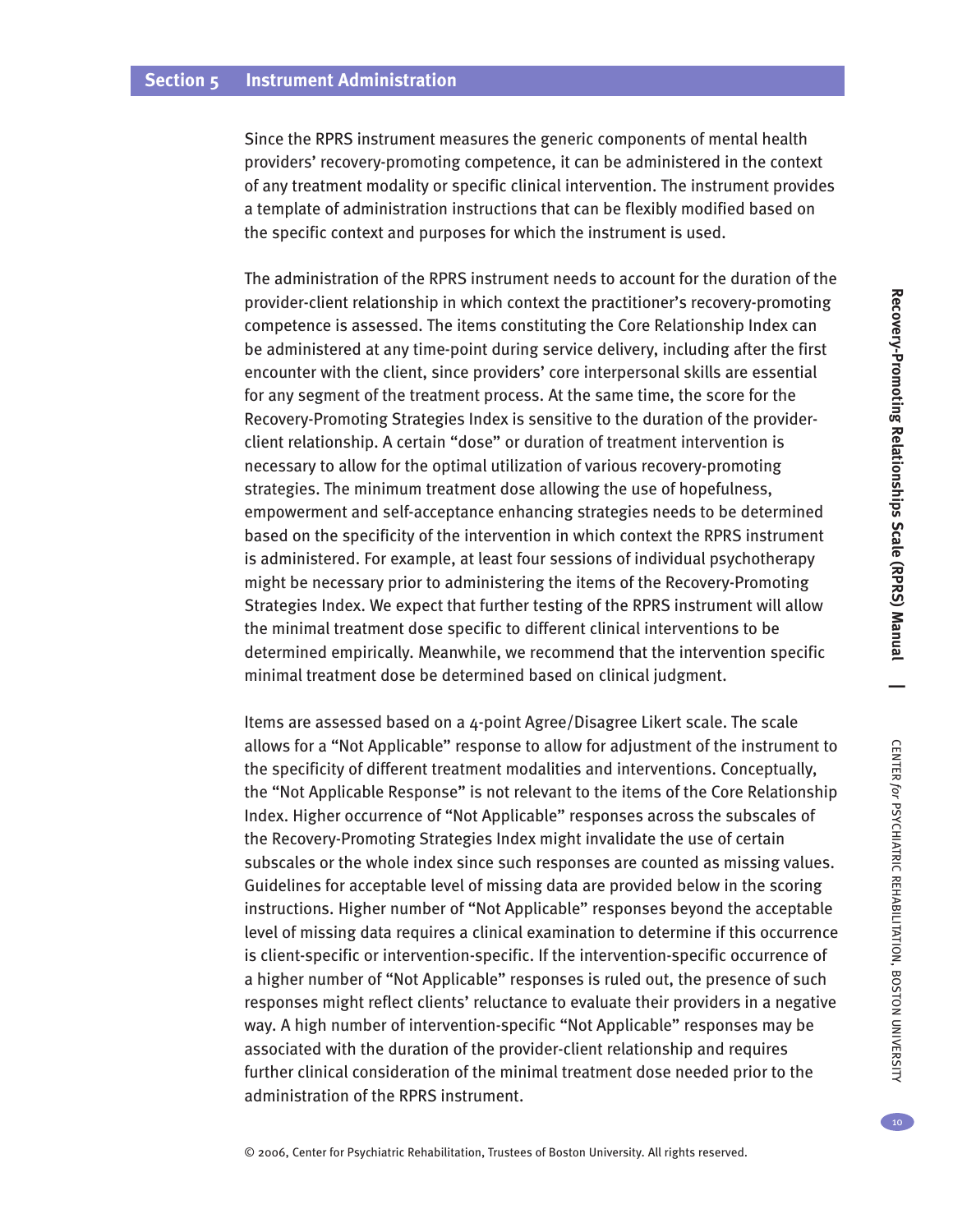## Section 5 Instrument Administration

Since the RPRS instrument measures the generic components of mental health providers' recovery-promoting competence, it can be administered in the context of any treatment modality or specific clinical intervention. The instrument provides a template of administration instructions that can be flexibly modified based on the specific context and purposes for which the instrument is used.

The administration of the RPRS instrument needs to account for the duration of the provider-client relationship in which context the practitioner's recovery-promoting competence is assessed. The items constituting the Core Relationship Index can be administered at any time-point during service delivery, including after the first encounter with the client, since providers' core interpersonal skills are essential for any segment of the treatment process. At the same time, the score for the Recovery-Promoting Strategies Index is sensitive to the duration of the provider-client relationship. A certain "dose" or duration of treatment intervention is necessary to allow for the optimal utilization of various recovery-promoting strategies. The minimum treatment dose allowing the use of hopefulness, empowerment and self-acceptance enhancing strategies needs to be determined based on the specificity of the intervention in which context the RPRS instrument is administered. For example, at least four sessions of individual psychotherapy might be necessary prior to administering the items of the Recovery-Promoting Strategies Index. We expect that further testing of the RPRS instrument will allow the minimal treatment dose specific to different clinical interventions to be determined empirically. Meanwhile, we recommend that the intervention specific minimal treatment dose be determined based on clinical judgment.

Items are assessed based on a 4-point Agree/Disagree Likert scale. The scale allows for a "Not Applicable" response to allow for adjustment of the instrument to the specificity of different treatment modalities and interventions. Conceptually, the "Not Applicable Response" is not relevant to the items of the Core Relationship Index. Higher occurrence of "Not Applicable" responses across the subscales of the Recovery-Promoting Strategies Index might invalidate the use of certain subscales or the whole index since such responses are counted as missing values. Guidelines for acceptable level of missing data are provided below in the scoring instructions. Higher number of "Not Applicable" responses beyond the acceptable level of missing data requires a clinical examination to determine if this occurrence is client-specific or intervention-specific. If the intervention-specific occurrence of a higher number of "Not Applicable" responses is ruled out, the presence of such responses might reflect clients' reluctance to evaluate their providers in a negative way. A high number of intervention-specific "Not Applicable" responses may be associated with the duration of the provider-client relationship and requires further clinical consideration of the minimal treatment dose needed prior to the administration of the RPRS instrument.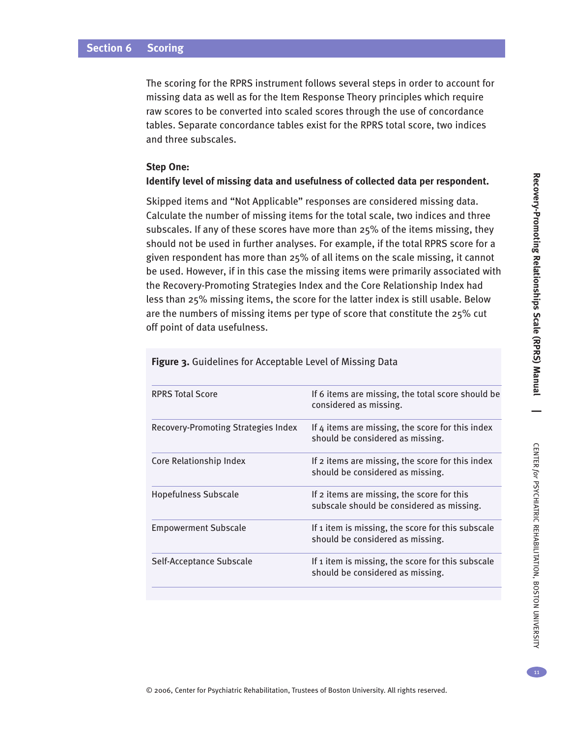## Section 6 Scoring

The scoring for the RPRS instrument follows several steps in order to account for missing data as well as for the Item Response Theory principles which require raw scores to be converted into scaled scores through the use of concordance tables. Separate concordance tables exist for the RPRS total score, two indices and three subscales.

**Step One:**
**Identify level of missing data and usefulness of collected data per respondent.**

Skipped items and "Not Applicable" responses are considered missing data. Calculate the number of missing items for the total scale, two indices and three subscales. If any of these scores have more than 25% of the items missing, they should not be used in further analyses. For example, if the total RPRS score for a given respondent has more than 25% of all items on the scale missing, it cannot be used. However, if in this case the missing items were primarily associated with the Recovery-Promoting Strategies Index and the Core Relationship Index had less than 25% missing items, the score for the latter index is still usable. Below are the numbers of missing items per type of score that constitute the 25% cut off point of data usefulness.

**Figure 3.** Guidelines for Acceptable Level of Missing Data

| | |
|---|---|
| RPRS Total Score | If 6 items are missing, the total score should be considered as missing. |
| Recovery-Promoting Strategies Index | If 4 items are missing, the score for this index should be considered as missing. |
| Core Relationship Index | If 2 items are missing, the score for this index should be considered as missing. |
| Hopefulness Subscale | If 2 items are missing, the score for this subscale should be considered as missing. |
| Empowerment Subscale | If 1 item is missing, the score for this subscale should be considered as missing. |
| Self-Acceptance Subscale | If 1 item is missing, the score for this subscale should be considered as missing. |

© 2006, Center for Psychiatric Rehabilitation, Trustees of Boston University. All rights reserved.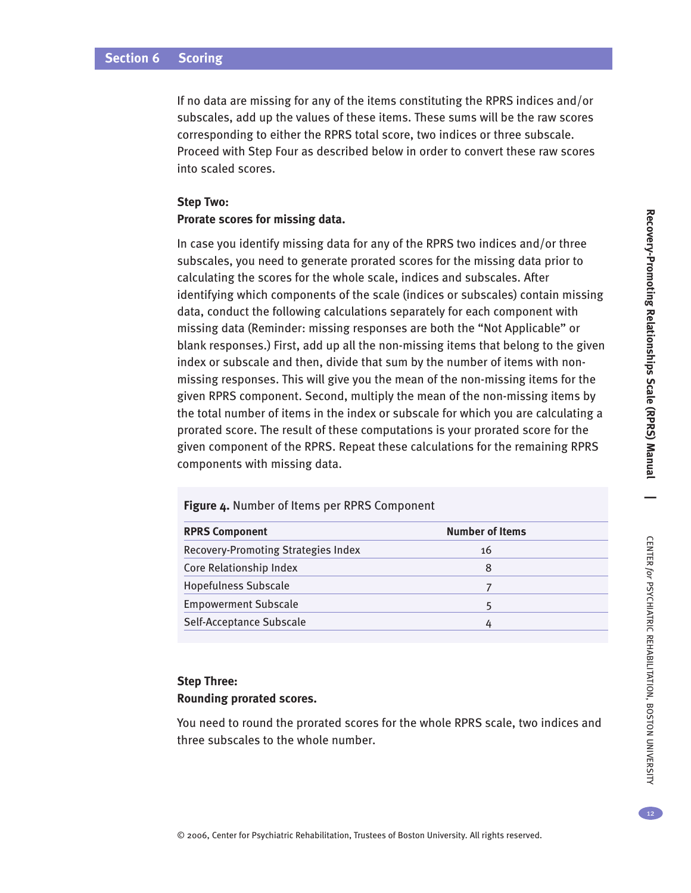If no data are missing for any of the items constituting the RPRS indices and/or subscales, add up the values of these items. These sums will be the raw scores corresponding to either the RPRS total score, two indices or three subscale. Proceed with Step Four as described below in order to convert these raw scores into scaled scores.

**Step Two:**
**Prorate scores for missing data.**

In case you identify missing data for any of the RPRS two indices and/or three subscales, you need to generate prorated scores for the missing data prior to calculating the scores for the whole scale, indices and subscales. After identifying which components of the scale (indices or subscales) contain missing data, conduct the following calculations separately for each component with missing data (Reminder: missing responses are both the "Not Applicable" or blank responses.) First, add up all the non-missing items that belong to the given index or subscale and then, divide that sum by the number of items with non-missing responses. This will give you the mean of the non-missing items for the given RPRS component. Second, multiply the mean of the non-missing items by the total number of items in the index or subscale for which you are calculating a prorated score. The result of these computations is your prorated score for the given component of the RPRS. Repeat these calculations for the remaining RPRS components with missing data.

**Figure 4.** Number of Items per RPRS Component

| RPRS Component | Number of Items |
|---|---|
| Recovery-Promoting Strategies Index | 16 |
| Core Relationship Index | 8 |
| Hopefulness Subscale | 7 |
| Empowerment Subscale | 5 |
| Self-Acceptance Subscale | 4 |

**Step Three:**
**Rounding prorated scores.**

You need to round the prorated scores for the whole RPRS scale, two indices and three subscales to the whole number.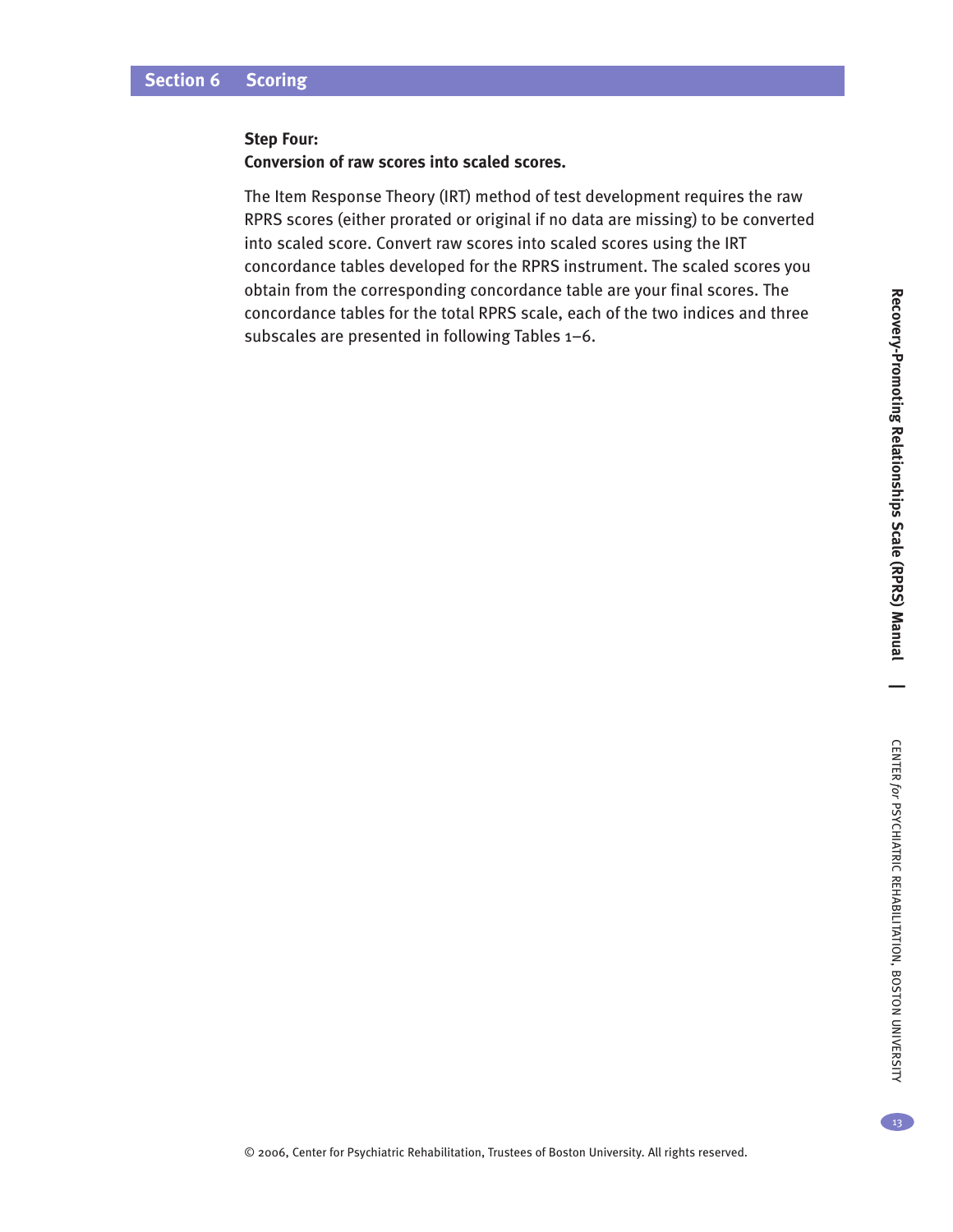**Step Four:**
**Conversion of raw scores into scaled scores.**

The Item Response Theory (IRT) method of test development requires the raw RPRS scores (either prorated or original if no data are missing) to be converted into scaled score. Convert raw scores into scaled scores using the IRT concordance tables developed for the RPRS instrument. The scaled scores you obtain from the corresponding concordance table are your final scores. The concordance tables for the total RPRS scale, each of the two indices and three subscales are presented in following Tables 1–6.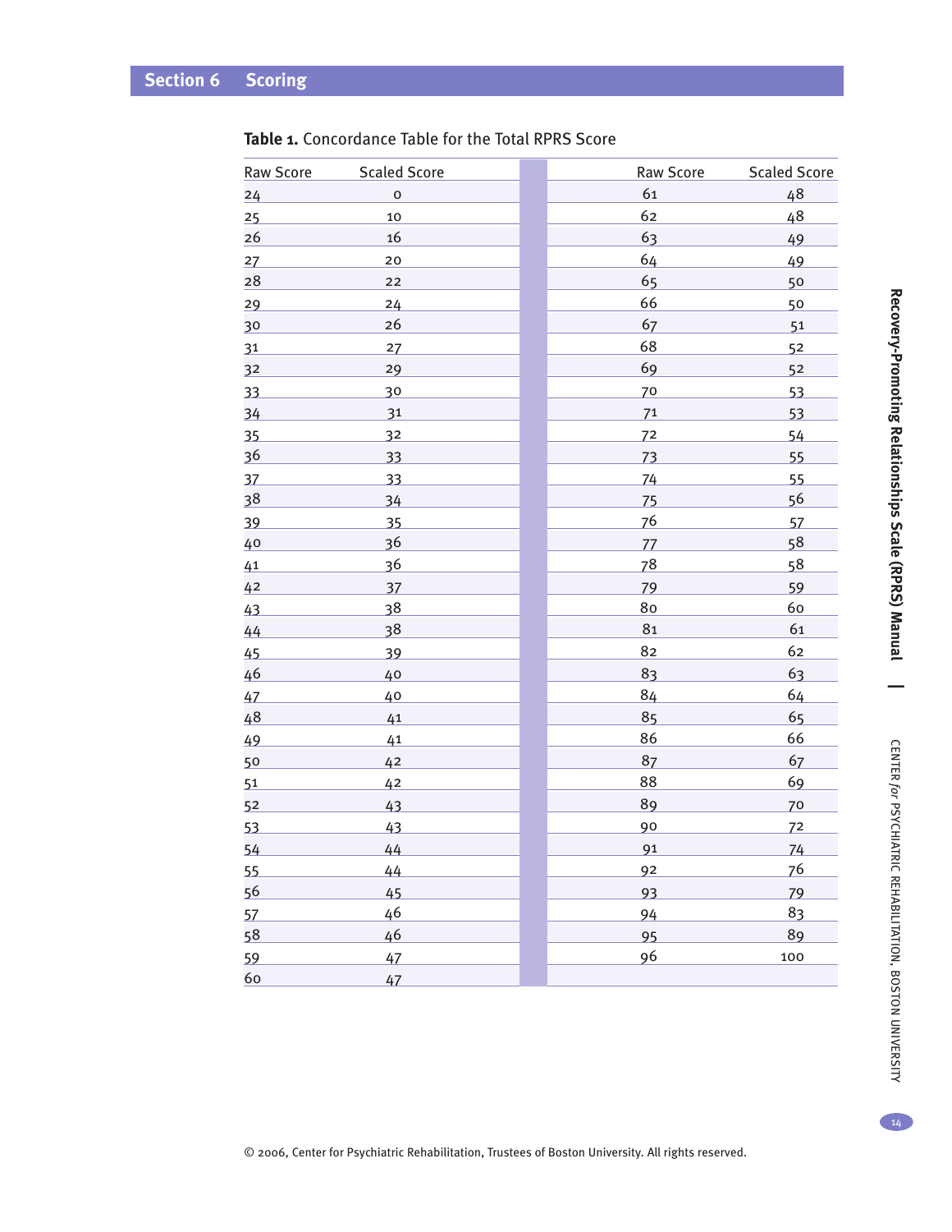**Table 1.** Concordance Table for the Total RPRS Score

| Raw Score | Scaled Score | Raw Score | Scaled Score |
|---|---|---|---|
| 24 | 0 | 61 | 48 |
| 25 | 10 | 62 | 48 |
| 26 | 16 | 63 | 49 |
| 27 | 20 | 64 | 49 |
| 28 | 22 | 65 | 50 |
| 29 | 24 | 66 | 50 |
| 30 | 26 | 67 | 51 |
| 31 | 27 | 68 | 52 |
| 32 | 29 | 69 | 52 |
| 33 | 30 | 70 | 53 |
| 34 | 31 | 71 | 53 |
| 35 | 32 | 72 | 54 |
| 36 | 33 | 73 | 55 |
| 37 | 33 | 74 | 55 |
| 38 | 34 | 75 | 56 |
| 39 | 35 | 76 | 57 |
| 40 | 36 | 77 | 58 |
| 41 | 36 | 78 | 58 |
| 42 | 37 | 79 | 59 |
| 43 | 38 | 80 | 60 |
| 44 | 38 | 81 | 61 |
| 45 | 39 | 82 | 62 |
| 46 | 40 | 83 | 63 |
| 47 | 40 | 84 | 64 |
| 48 | 41 | 85 | 65 |
| 49 | 41 | 86 | 66 |
| 50 | 42 | 87 | 67 |
| 51 | 42 | 88 | 69 |
| 52 | 43 | 89 | 70 |
| 53 | 43 | 90 | 72 |
| 54 | 44 | 91 | 74 |
| 55 | 44 | 92 | 76 |
| 56 | 45 | 93 | 79 |
| 57 | 46 | 94 | 83 |
| 58 | 46 | 95 | 89 |
| 59 | 47 | 96 | 100 |
| 60 | 47 | | |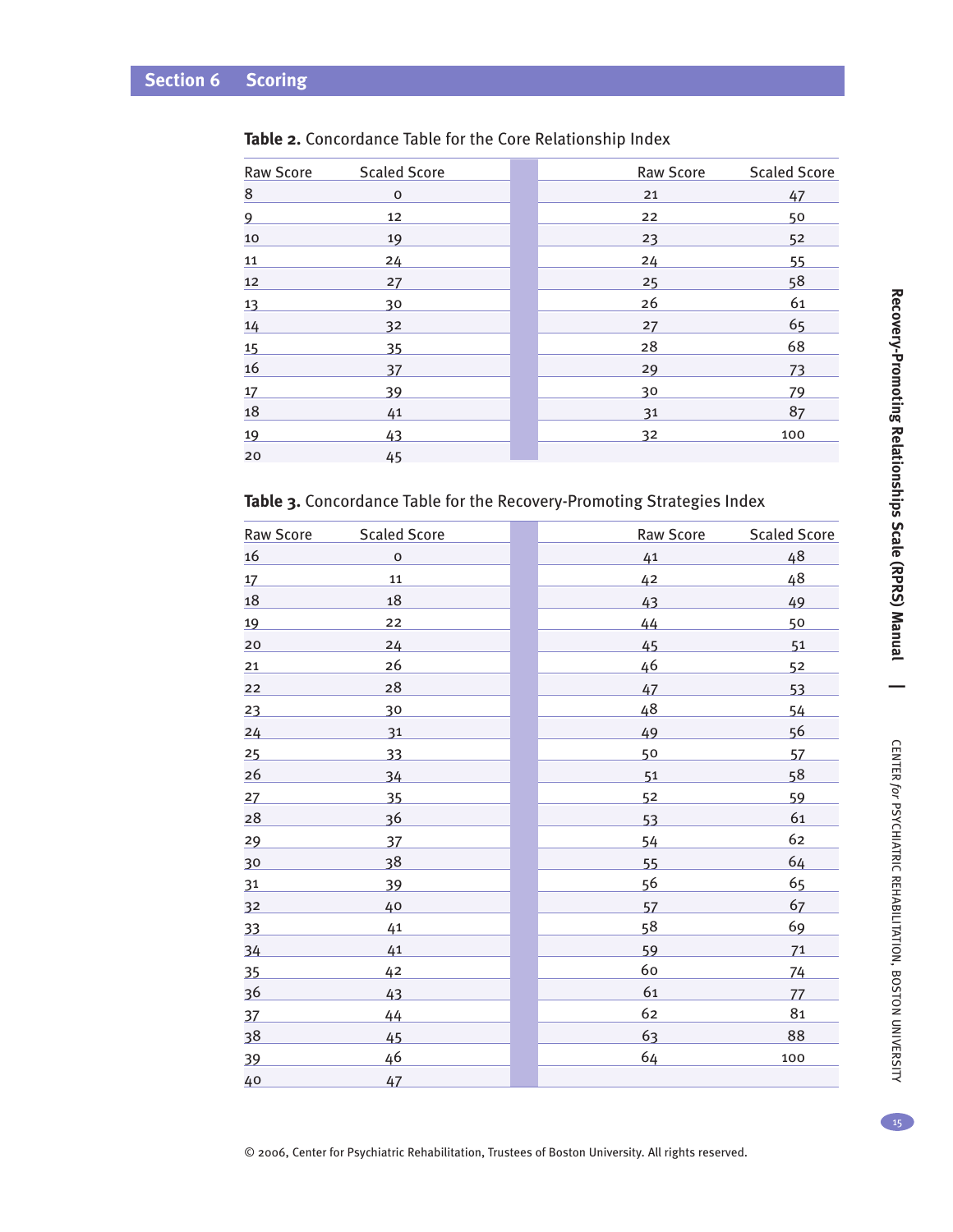**Table 2.** Concordance Table for the Core Relationship Index

| Raw Score | Scaled Score | Raw Score | Scaled Score |
|---|---|---|---|
| 8 | 0 | 21 | 47 |
| 9 | 12 | 22 | 50 |
| 10 | 19 | 23 | 52 |
| 11 | 24 | 24 | 55 |
| 12 | 27 | 25 | 58 |
| 13 | 30 | 26 | 61 |
| 14 | 32 | 27 | 65 |
| 15 | 35 | 28 | 68 |
| 16 | 37 | 29 | 73 |
| 17 | 39 | 30 | 79 |
| 18 | 41 | 31 | 87 |
| 19 | 43 | 32 | 100 |
| 20 | 45 | | |

**Table 3.** Concordance Table for the Recovery-Promoting Strategies Index

| Raw Score | Scaled Score | Raw Score | Scaled Score |
|---|---|---|---|
| 16 | 0 | 41 | 48 |
| 17 | 11 | 42 | 48 |
| 18 | 18 | 43 | 49 |
| 19 | 22 | 44 | 50 |
| 20 | 24 | 45 | 51 |
| 21 | 26 | 46 | 52 |
| 22 | 28 | 47 | 53 |
| 23 | 30 | 48 | 54 |
| 24 | 31 | 49 | 56 |
| 25 | 33 | 50 | 57 |
| 26 | 34 | 51 | 58 |
| 27 | 35 | 52 | 59 |
| 28 | 36 | 53 | 61 |
| 29 | 37 | 54 | 62 |
| 30 | 38 | 55 | 64 |
| 31 | 39 | 56 | 65 |
| 32 | 40 | 57 | 67 |
| 33 | 41 | 58 | 69 |
| 34 | 41 | 59 | 71 |
| 35 | 42 | 60 | 74 |
| 36 | 43 | 61 | 77 |
| 37 | 44 | 62 | 81 |
| 38 | 45 | 63 | 88 |
| 39 | 46 | 64 | 100 |
| 40 | 47 | | |

© 2006, Center for Psychiatric Rehabilitation, Trustees of Boston University. All rights reserved.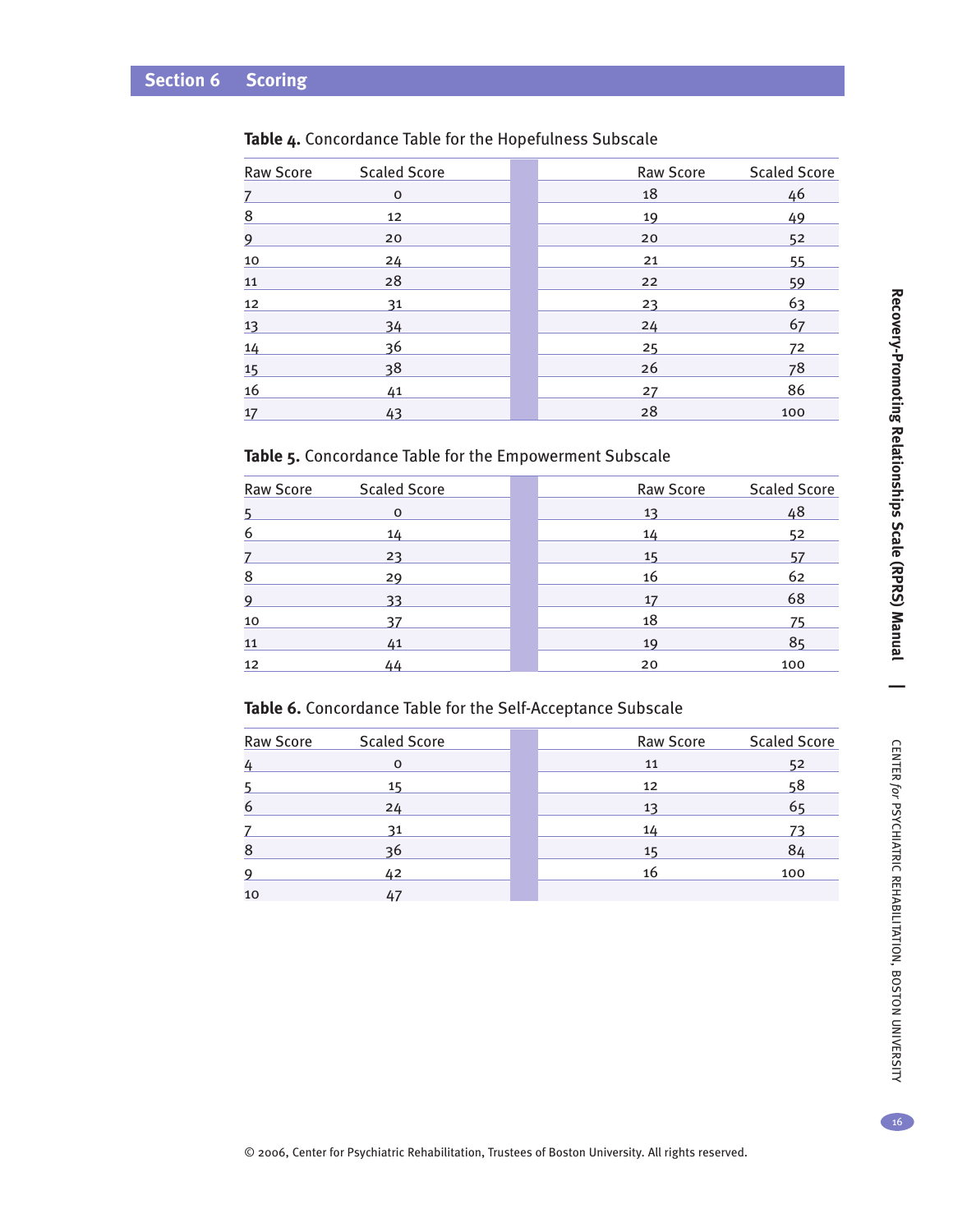## Section 6 Scoring

**Table 4.** Concordance Table for the Hopefulness Subscale

| Raw Score | Scaled Score | Raw Score | Scaled Score |
|---|---|---|---|
| 7 | 0 | 18 | 46 |
| 8 | 12 | 19 | 49 |
| 9 | 20 | 20 | 52 |
| 10 | 24 | 21 | 55 |
| 11 | 28 | 22 | 59 |
| 12 | 31 | 23 | 63 |
| 13 | 34 | 24 | 67 |
| 14 | 36 | 25 | 72 |
| 15 | 38 | 26 | 78 |
| 16 | 41 | 27 | 86 |
| 17 | 43 | 28 | 100 |

**Table 5.** Concordance Table for the Empowerment Subscale

| Raw Score | Scaled Score | Raw Score | Scaled Score |
|---|---|---|---|
| 5 | 0 | 13 | 48 |
| 6 | 14 | 14 | 52 |
| 7 | 23 | 15 | 57 |
| 8 | 29 | 16 | 62 |
| 9 | 33 | 17 | 68 |
| 10 | 37 | 18 | 75 |
| 11 | 41 | 19 | 85 |
| 12 | 44 | 20 | 100 |

**Table 6.** Concordance Table for the Self-Acceptance Subscale

| Raw Score | Scaled Score | Raw Score | Scaled Score |
|---|---|---|---|
| 4 | 0 | 11 | 52 |
| 5 | 15 | 12 | 58 |
| 6 | 24 | 13 | 65 |
| 7 | 31 | 14 | 73 |
| 8 | 36 | 15 | 84 |
| 9 | 42 | 16 | 100 |
| 10 | 47 | | |

© 2006, Center for Psychiatric Rehabilitation, Trustees of Boston University. All rights reserved.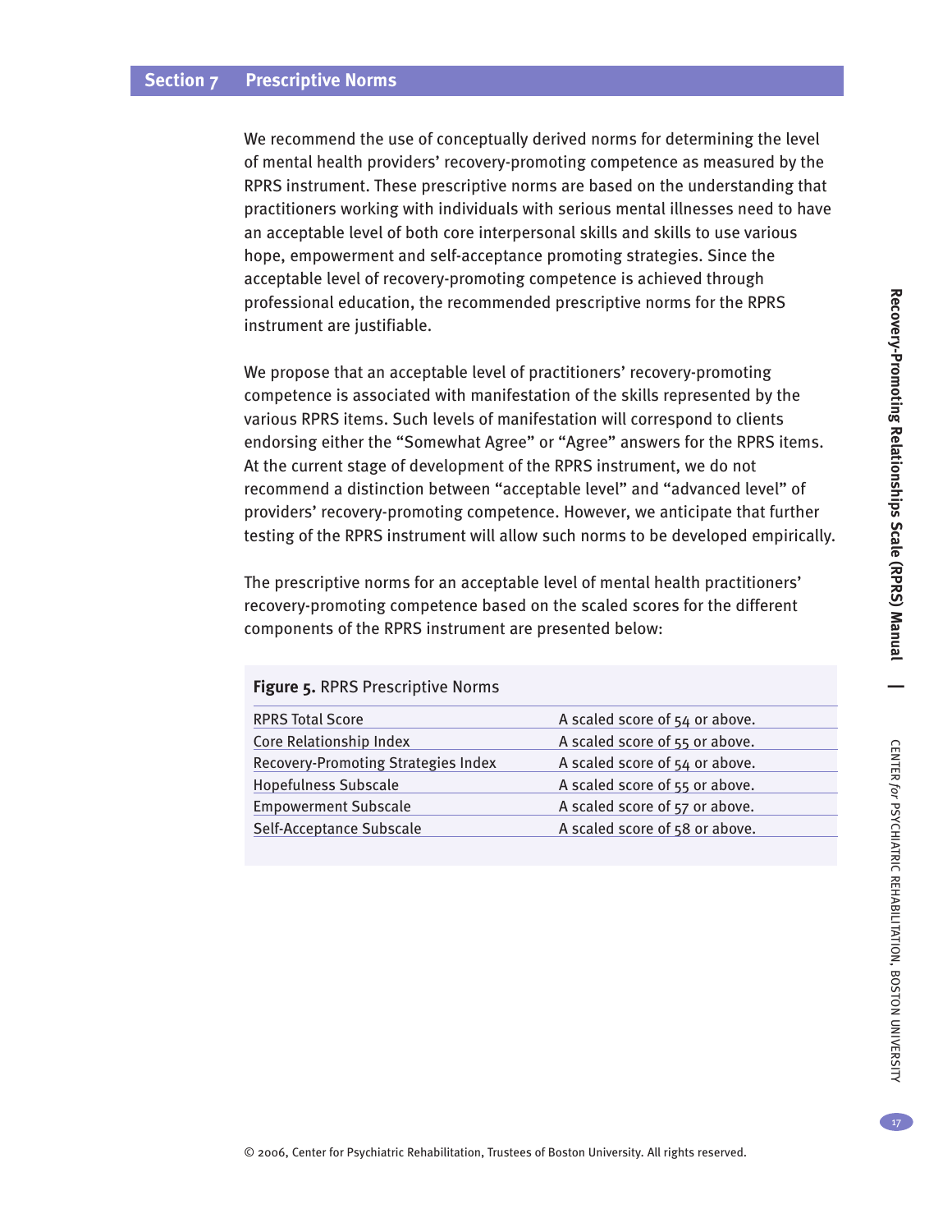## Section 7 Prescriptive Norms

We recommend the use of conceptually derived norms for determining the level of mental health providers' recovery-promoting competence as measured by the RPRS instrument. These prescriptive norms are based on the understanding that practitioners working with individuals with serious mental illnesses need to have an acceptable level of both core interpersonal skills and skills to use various hope, empowerment and self-acceptance promoting strategies. Since the acceptable level of recovery-promoting competence is achieved through professional education, the recommended prescriptive norms for the RPRS instrument are justifiable.

We propose that an acceptable level of practitioners' recovery-promoting competence is associated with manifestation of the skills represented by the various RPRS items. Such levels of manifestation will correspond to clients endorsing either the "Somewhat Agree" or "Agree" answers for the RPRS items. At the current stage of development of the RPRS instrument, we do not recommend a distinction between "acceptable level" and "advanced level" of providers' recovery-promoting competence. However, we anticipate that further testing of the RPRS instrument will allow such norms to be developed empirically.

The prescriptive norms for an acceptable level of mental health practitioners' recovery-promoting competence based on the scaled scores for the different components of the RPRS instrument are presented below:

**Figure 5.** RPRS Prescriptive Norms

| | |
|---|---|
| RPRS Total Score | A scaled score of 54 or above. |
| Core Relationship Index | A scaled score of 55 or above. |
| Recovery-Promoting Strategies Index | A scaled score of 54 or above. |
| Hopefulness Subscale | A scaled score of 55 or above. |
| Empowerment Subscale | A scaled score of 57 or above. |
| Self-Acceptance Subscale | A scaled score of 58 or above. |

© 2006, Center for Psychiatric Rehabilitation, Trustees of Boston University. All rights reserved.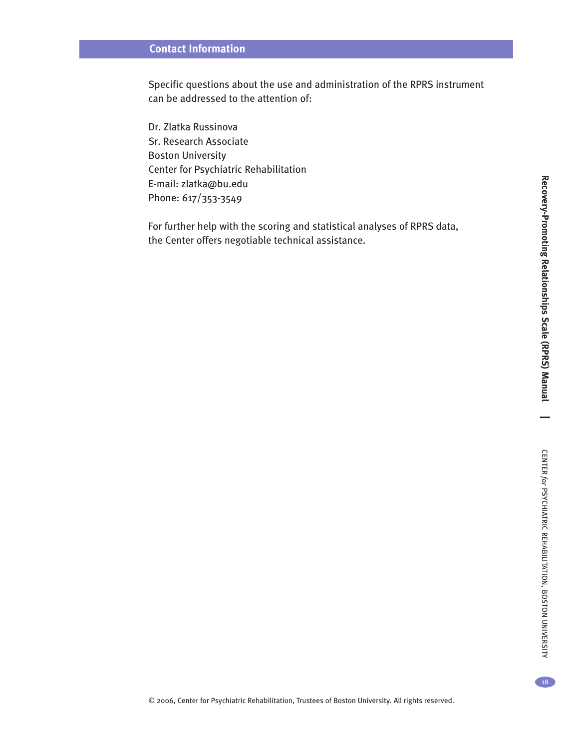## Contact Information

Specific questions about the use and administration of the RPRS instrument can be addressed to the attention of:

Dr. Zlatka Russinova
Sr. Research Associate
Boston University
Center for Psychiatric Rehabilitation
E-mail: zlatka@bu.edu
Phone: 617/353-3549

For further help with the scoring and statistical analyses of RPRS data, the Center offers negotiable technical assistance.

© 2006, Center for Psychiatric Rehabilitation, Trustees of Boston University. All rights reserved.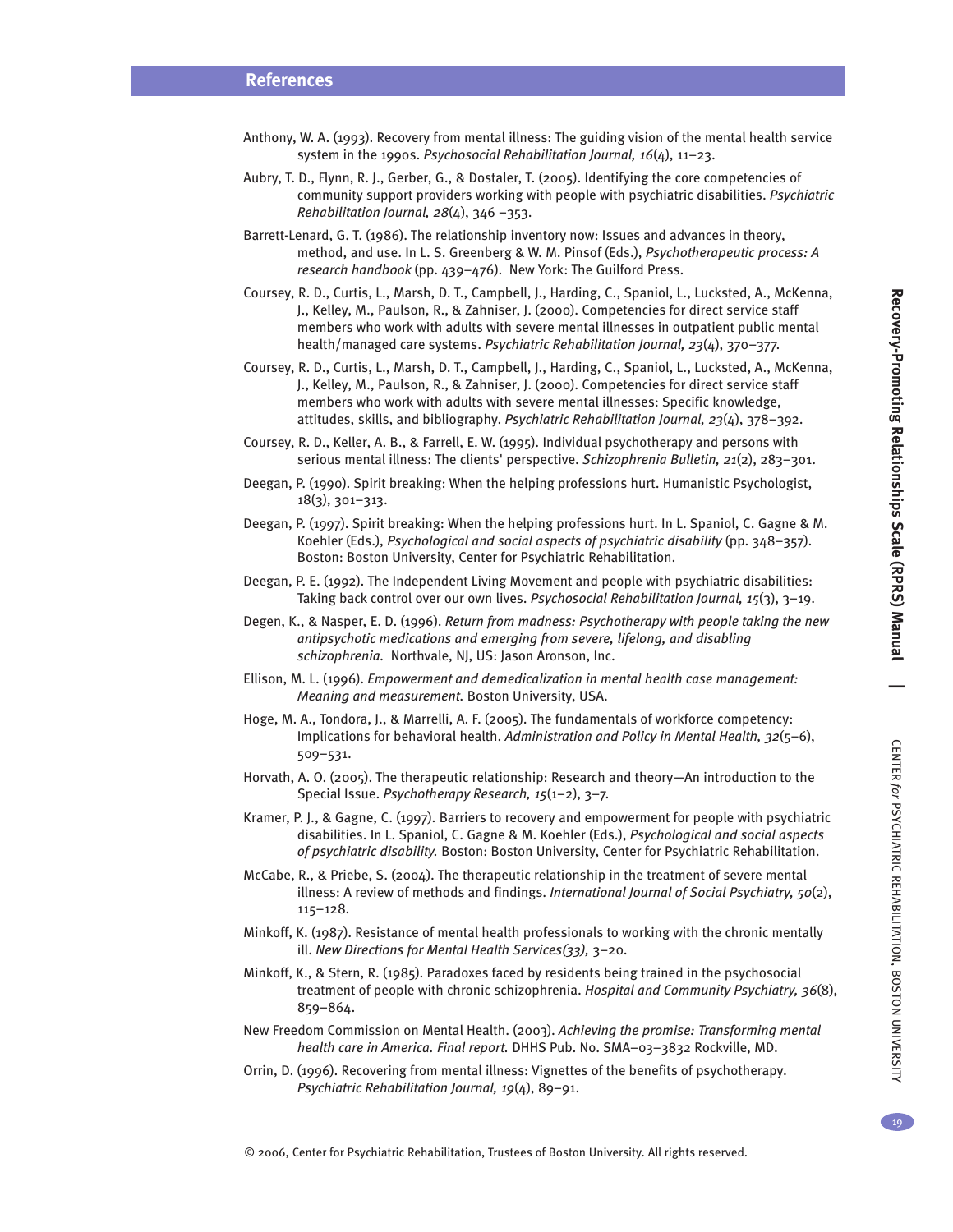## References

Anthony, W. A. (1993). Recovery from mental illness: The guiding vision of the mental health service system in the 1990s. *Psychosocial Rehabilitation Journal, 16*(4), 11–23.

Aubry, T. D., Flynn, R. J., Gerber, G., & Dostaler, T. (2005). Identifying the core competencies of community support providers working with people with psychiatric disabilities. *Psychiatric Rehabilitation Journal, 28*(4), 346 –353.

Barrett-Lenard, G. T. (1986). The relationship inventory now: Issues and advances in theory, method, and use. In L. S. Greenberg & W. M. Pinsof (Eds.), *Psychotherapeutic process: A research handbook* (pp. 439–476). New York: The Guilford Press.

Coursey, R. D., Curtis, L., Marsh, D. T., Campbell, J., Harding, C., Spaniol, L., Lucksted, A., McKenna, J., Kelley, M., Paulson, R., & Zahniser, J. (2000). Competencies for direct service staff members who work with adults with severe mental illnesses in outpatient public mental health/managed care systems. *Psychiatric Rehabilitation Journal, 23*(4), 370–377.

Coursey, R. D., Curtis, L., Marsh, D. T., Campbell, J., Harding, C., Spaniol, L., Lucksted, A., McKenna, J., Kelley, M., Paulson, R., & Zahniser, J. (2000). Competencies for direct service staff members who work with adults with severe mental illnesses: Specific knowledge, attitudes, skills, and bibliography. *Psychiatric Rehabilitation Journal, 23*(4), 378–392.

Coursey, R. D., Keller, A. B., & Farrell, E. W. (1995). Individual psychotherapy and persons with serious mental illness: The clients' perspective. *Schizophrenia Bulletin, 21*(2), 283–301.

Deegan, P. (1990). Spirit breaking: When the helping professions hurt. Humanistic Psychologist, 18(3), 301–313.

Deegan, P. (1997). Spirit breaking: When the helping professions hurt. In L. Spaniol, C. Gagne & M. Koehler (Eds.), *Psychological and social aspects of psychiatric disability* (pp. 348–357). Boston: Boston University, Center for Psychiatric Rehabilitation.

Deegan, P. E. (1992). The Independent Living Movement and people with psychiatric disabilities: Taking back control over our own lives. *Psychosocial Rehabilitation Journal, 15*(3), 3–19.

Degen, K., & Nasper, E. D. (1996). *Return from madness: Psychotherapy with people taking the new antipsychotic medications and emerging from severe, lifelong, and disabling schizophrenia.* Northvale, NJ, US: Jason Aronson, Inc.

Ellison, M. L. (1996). *Empowerment and demedicalization in mental health case management: Meaning and measurement.* Boston University, USA.

Hoge, M. A., Tondora, J., & Marrelli, A. F. (2005). The fundamentals of workforce competency: Implications for behavioral health. *Administration and Policy in Mental Health, 32*(5–6), 509–531.

Horvath, A. O. (2005). The therapeutic relationship: Research and theory—An introduction to the Special Issue. *Psychotherapy Research, 15*(1–2), 3–7.

Kramer, P. J., & Gagne, C. (1997). Barriers to recovery and empowerment for people with psychiatric disabilities. In L. Spaniol, C. Gagne & M. Koehler (Eds.), *Psychological and social aspects of psychiatric disability.* Boston: Boston University, Center for Psychiatric Rehabilitation.

McCabe, R., & Priebe, S. (2004). The therapeutic relationship in the treatment of severe mental illness: A review of methods and findings. *International Journal of Social Psychiatry, 50*(2), 115–128.

Minkoff, K. (1987). Resistance of mental health professionals to working with the chronic mentally ill. *New Directions for Mental Health Services(33),* 3–20.

Minkoff, K., & Stern, R. (1985). Paradoxes faced by residents being trained in the psychosocial treatment of people with chronic schizophrenia. *Hospital and Community Psychiatry, 36*(8), 859–864.

New Freedom Commission on Mental Health. (2003). *Achieving the promise: Transforming mental health care in America. Final report.* DHHS Pub. No. SMA–03–3832 Rockville, MD.

Orrin, D. (1996). Recovering from mental illness: Vignettes of the benefits of psychotherapy. *Psychiatric Rehabilitation Journal, 19*(4), 89–91.

© 2006, Center for Psychiatric Rehabilitation, Trustees of Boston University. All rights reserved.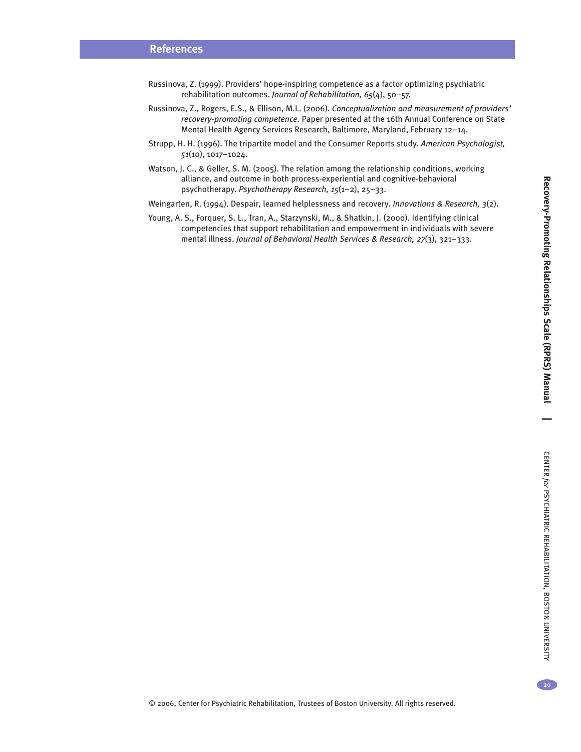## References

Russinova, Z. (1999). Providers' hope-inspiring competence as a factor optimizing psychiatric rehabilitation outcomes. *Journal of Rehabilitation, 65*(4), 50–57.

Russinova, Z., Rogers, E.S., & Ellison, M.L. (2006). *Conceptualization and measurement of providers' recovery-promoting competence.* Paper presented at the 16th Annual Conference on State Mental Health Agency Services Research, Baltimore, Maryland, February 12–14.

Strupp, H. H. (1996). The tripartite model and the Consumer Reports study. *American Psychologist, 51*(10), 1017–1024.

Watson, J. C., & Geller, S. M. (2005). The relation among the relationship conditions, working alliance, and outcome in both process-experiential and cognitive-behavioral psychotherapy. *Psychotherapy Research, 15*(1–2), 25–33.

Weingarten, R. (1994). Despair, learned helplessness and recovery. *Innovations & Research, 3*(2).

Young, A. S., Forquer, S. L., Tran, A., Starzynski, M., & Shatkin, J. (2000). Identifying clinical competencies that support rehabilitation and empowerment in individuals with severe mental illness. *Journal of Behavioral Health Services & Research, 27*(3), 321–333.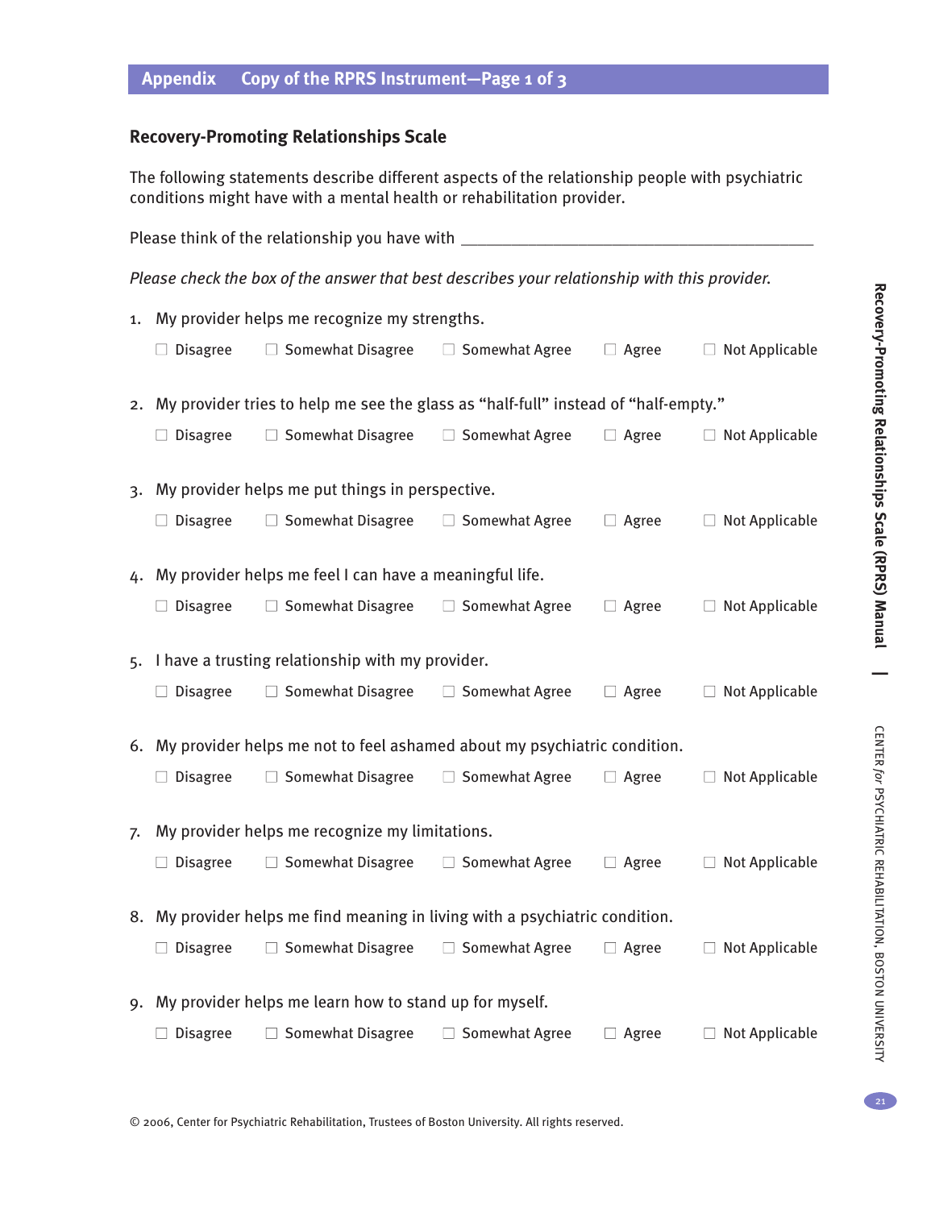## Appendix Copy of the RPRS Instrument—Page 1 of 3

### Recovery-Promoting Relationships Scale

The following statements describe different aspects of the relationship people with psychiatric conditions might have with a mental health or rehabilitation provider.

Please think of the relationship you have with ___________________________________________

*Please check the box of the answer that best describes your relationship with this provider.*

1. My provider helps me recognize my strengths.

   ☐ Disagree ☐ Somewhat Disagree ☐ Somewhat Agree ☐ Agree ☐ Not Applicable

2. My provider tries to help me see the glass as "half-full" instead of "half-empty."

   ☐ Disagree ☐ Somewhat Disagree ☐ Somewhat Agree ☐ Agree ☐ Not Applicable

3. My provider helps me put things in perspective.

   ☐ Disagree ☐ Somewhat Disagree ☐ Somewhat Agree ☐ Agree ☐ Not Applicable

4. My provider helps me feel I can have a meaningful life.

   ☐ Disagree ☐ Somewhat Disagree ☐ Somewhat Agree ☐ Agree ☐ Not Applicable

5. I have a trusting relationship with my provider.

   ☐ Disagree ☐ Somewhat Disagree ☐ Somewhat Agree ☐ Agree ☐ Not Applicable

6. My provider helps me not to feel ashamed about my psychiatric condition.

   ☐ Disagree ☐ Somewhat Disagree ☐ Somewhat Agree ☐ Agree ☐ Not Applicable

7. My provider helps me recognize my limitations.

   ☐ Disagree ☐ Somewhat Disagree ☐ Somewhat Agree ☐ Agree ☐ Not Applicable

8. My provider helps me find meaning in living with a psychiatric condition.

   ☐ Disagree ☐ Somewhat Disagree ☐ Somewhat Agree ☐ Agree ☐ Not Applicable

9. My provider helps me learn how to stand up for myself.

   ☐ Disagree ☐ Somewhat Disagree ☐ Somewhat Agree ☐ Agree ☐ Not Applicable

© 2006, Center for Psychiatric Rehabilitation, Trustees of Boston University. All rights reserved.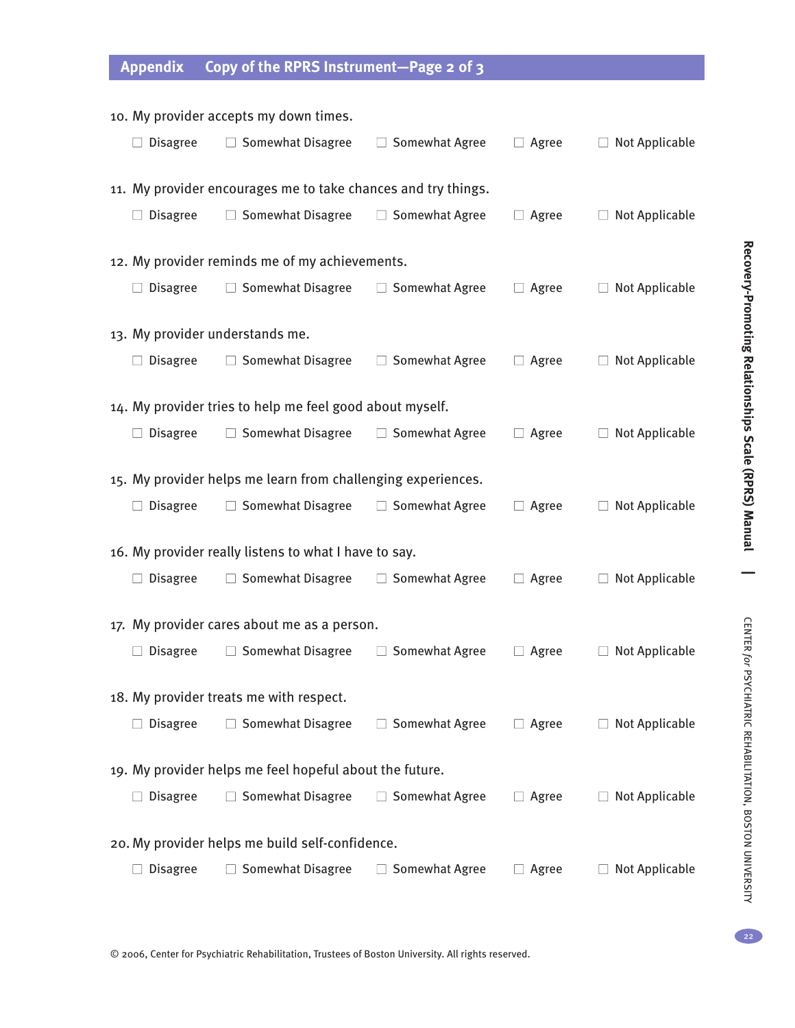## Appendix Copy of the RPRS Instrument—Page 2 of 3

10. My provider accepts my down times.

☐ Disagree ☐ Somewhat Disagree ☐ Somewhat Agree ☐ Agree ☐ Not Applicable

11. My provider encourages me to take chances and try things.

☐ Disagree ☐ Somewhat Disagree ☐ Somewhat Agree ☐ Agree ☐ Not Applicable

12. My provider reminds me of my achievements.

☐ Disagree ☐ Somewhat Disagree ☐ Somewhat Agree ☐ Agree ☐ Not Applicable

13. My provider understands me.

☐ Disagree ☐ Somewhat Disagree ☐ Somewhat Agree ☐ Agree ☐ Not Applicable

14. My provider tries to help me feel good about myself.

☐ Disagree ☐ Somewhat Disagree ☐ Somewhat Agree ☐ Agree ☐ Not Applicable

15. My provider helps me learn from challenging experiences.

☐ Disagree ☐ Somewhat Disagree ☐ Somewhat Agree ☐ Agree ☐ Not Applicable

16. My provider really listens to what I have to say.

☐ Disagree ☐ Somewhat Disagree ☐ Somewhat Agree ☐ Agree ☐ Not Applicable

17. My provider cares about me as a person.

☐ Disagree ☐ Somewhat Disagree ☐ Somewhat Agree ☐ Agree ☐ Not Applicable

18. My provider treats me with respect.

☐ Disagree ☐ Somewhat Disagree ☐ Somewhat Agree ☐ Agree ☐ Not Applicable

19. My provider helps me feel hopeful about the future.

☐ Disagree ☐ Somewhat Disagree ☐ Somewhat Agree ☐ Agree ☐ Not Applicable

20. My provider helps me build self-confidence.

☐ Disagree ☐ Somewhat Disagree ☐ Somewhat Agree ☐ Agree ☐ Not Applicable

© 2006, Center for Psychiatric Rehabilitation, Trustees of Boston University. All rights reserved.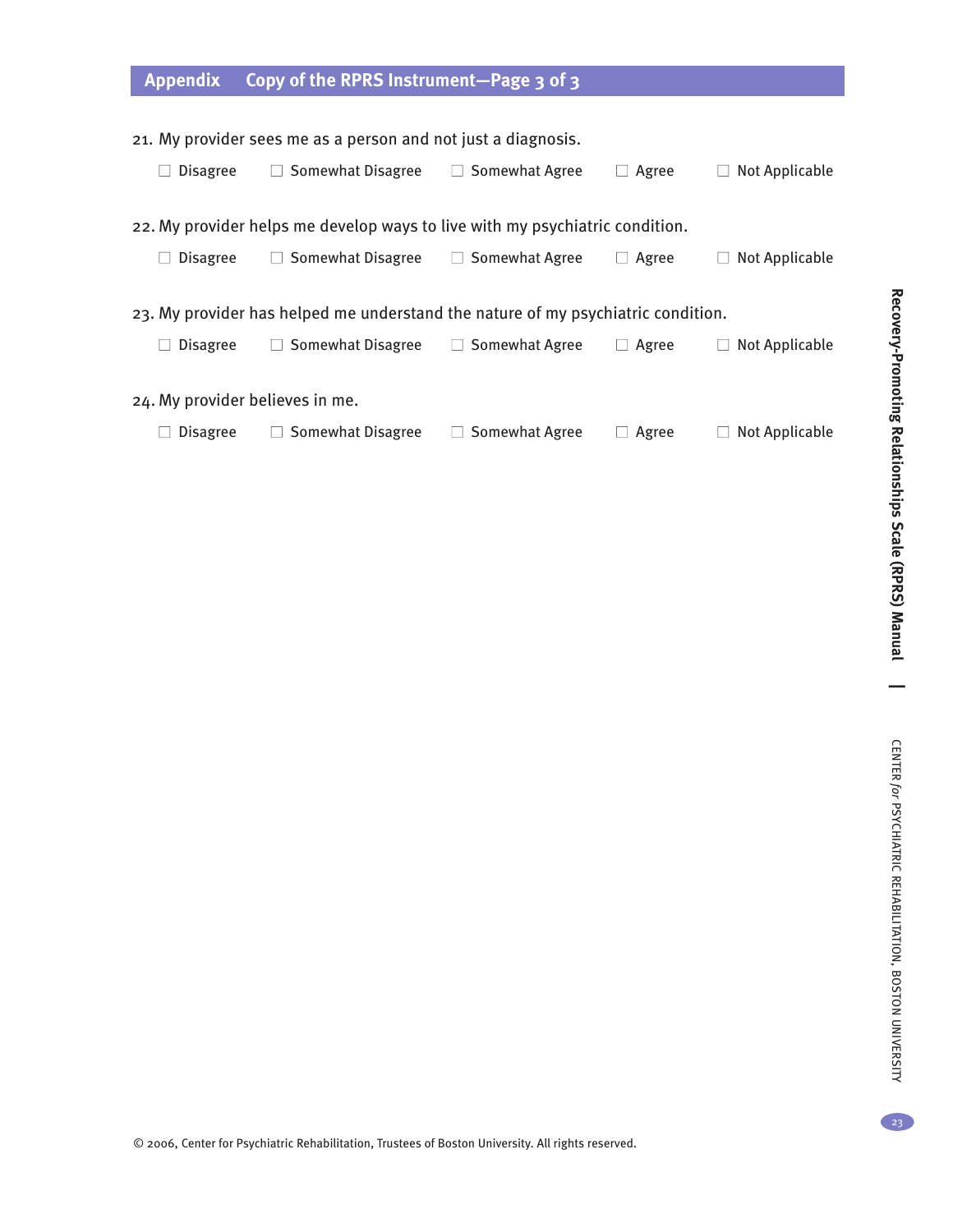## Appendix Copy of the RPRS Instrument—Page 3 of 3

21. My provider sees me as a person and not just a diagnosis.

☐ Disagree ☐ Somewhat Disagree ☐ Somewhat Agree ☐ Agree ☐ Not Applicable

22. My provider helps me develop ways to live with my psychiatric condition.

☐ Disagree ☐ Somewhat Disagree ☐ Somewhat Agree ☐ Agree ☐ Not Applicable

23. My provider has helped me understand the nature of my psychiatric condition.

☐ Disagree ☐ Somewhat Disagree ☐ Somewhat Agree ☐ Agree ☐ Not Applicable

24. My provider believes in me.

☐ Disagree ☐ Somewhat Disagree ☐ Somewhat Agree ☐ Agree ☐ Not Applicable

© 2006, Center for Psychiatric Rehabilitation, Trustees of Boston University. All rights reserved.